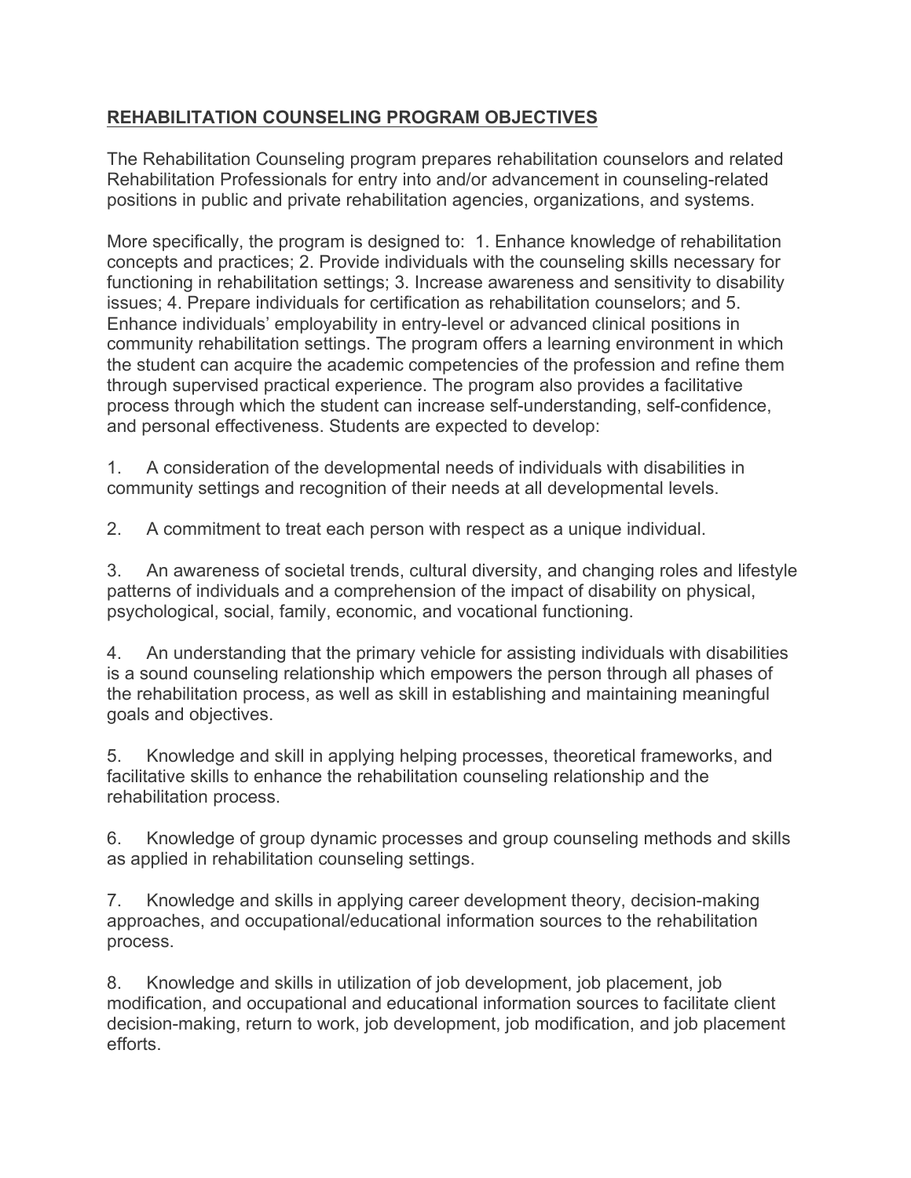## <u>REHABILITATION COUNSELING PROGRAM OBJECTIVES</u>

The Rehabilitation Counseling program prepares rehabilitation counselors and related Rehabilitation Professionals for entry into and/or advancement in counseling-related positions in public and private rehabilitation agencies, organizations, and systems.

More specifically, the program is designed to: 1. Enhance knowledge of rehabilitation concepts and practices; 2. Provide individuals with the counseling skills necessary for functioning in rehabilitation settings; 3. Increase awareness and sensitivity to disability issues; 4. Prepare individuals for certification as rehabilitation counselors; and 5. Enhance individuals' employability in entry-level or advanced clinical positions in community rehabilitation settings. The program offers a learning environment in which the student can acquire the academic competencies of the profession and refine them through supervised practical experience. The program also provides a facilitative process through which the student can increase self-understanding, self-confidence, and personal effectiveness. Students are expected to develop:

1. A consideration of the developmental needs of individuals with disabilities in community settings and recognition of their needs at all developmental levels.

2. A commitment to treat each person with respect as a unique individual.

3. An awareness of societal trends, cultural diversity, and changing roles and lifestyle patterns of individuals and a comprehension of the impact of disability on physical, psychological, social, family, economic, and vocational functioning.

4. An understanding that the primary vehicle for assisting individuals with disabilities is a sound counseling relationship which empowers the person through all phases of the rehabilitation process, as well as skill in establishing and maintaining meaningful goals and objectives.

5. Knowledge and skill in applying helping processes, theoretical frameworks, and facilitative skills to enhance the rehabilitation counseling relationship and the rehabilitation process.

6. Knowledge of group dynamic processes and group counseling methods and skills as applied in rehabilitation counseling settings.

7. Knowledge and skills in applying career development theory, decision-making approaches, and occupational/educational information sources to the rehabilitation process.

8. Knowledge and skills in utilization of job development, job placement, job modification, and occupational and educational information sources to facilitate client decision-making, return to work, job development, job modification, and job placement efforts.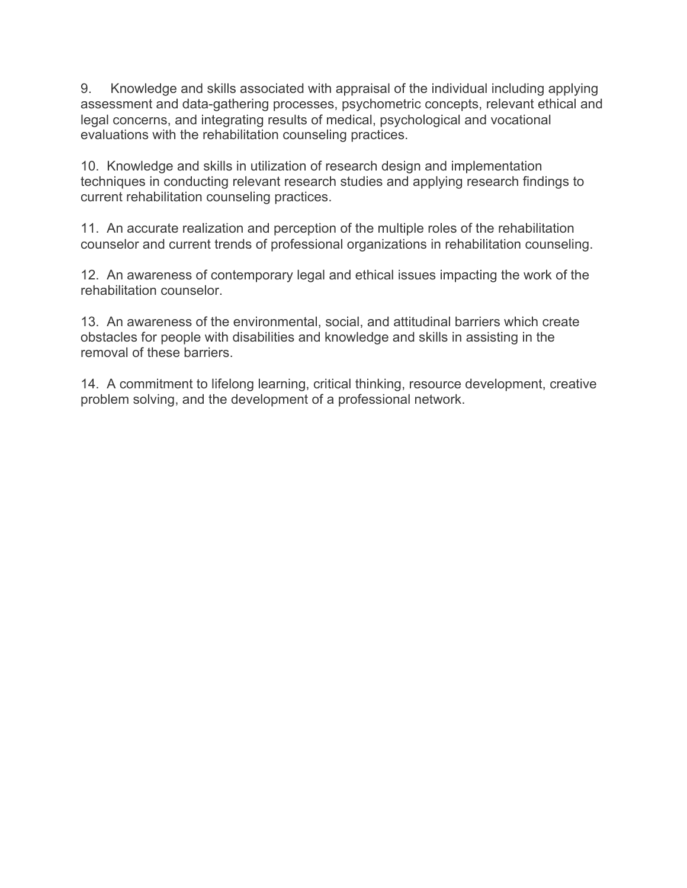9. Knowledge and skills associated with appraisal of the individual including applying assessment and data-gathering processes, psychometric concepts, relevant ethical and legal concerns, and integrating results of medical, psychological and vocational evaluations with the rehabilitation counseling practices.

10. Knowledge and skills in utilization of research design and implementation techniques in conducting relevant research studies and applying research findings to current rehabilitation counseling practices.

11. An accurate realization and perception of the multiple roles of the rehabilitation counselor and current trends of professional organizations in rehabilitation counseling.

12. An awareness of contemporary legal and ethical issues impacting the work of the rehabilitation counselor.

13. An awareness of the environmental, social, and attitudinal barriers which create obstacles for people with disabilities and knowledge and skills in assisting in the removal of these barriers.

14. A commitment to lifelong learning, critical thinking, resource development, creative problem solving, and the development of a professional network.